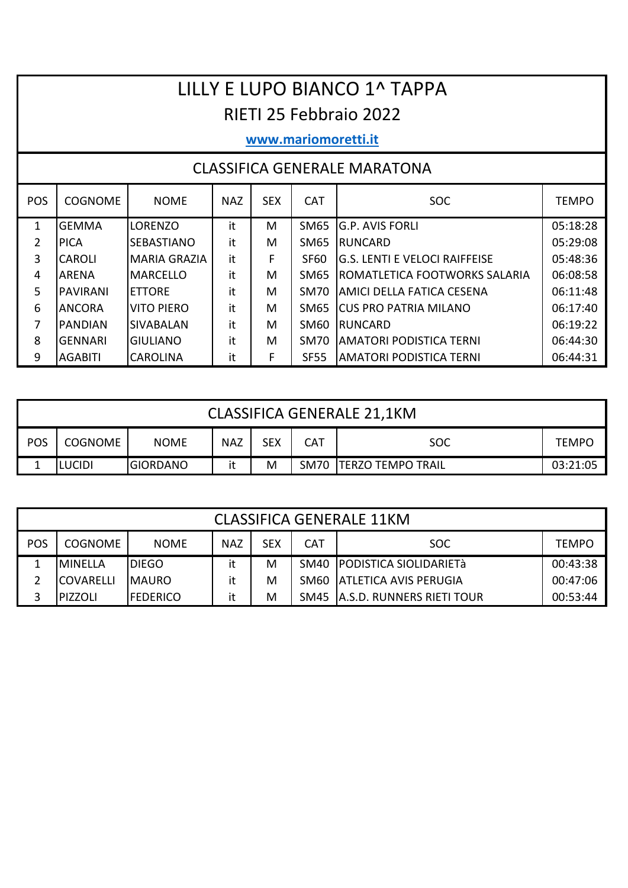# LILLY E LUPO BIANCO 1^ TAPPA

## RIETI 25 Febbraio 2022

**www.mariomoretti.it**

## CLASSIFICA GENERALE MARATONA

| POS | COGNOME | NOME | NAZ | SEX | CAT | SOC | TEMPO |
|---|---|---|---|---|---|---|---|
| 1 | GEMMA | LORENZO | it | M | SM65 | G.P. AVIS FORLI | 05:18:28 |
| 2 | PICA | SEBASTIANO | it | M | SM65 | RUNCARD | 05:29:08 |
| 3 | CAROLI | MARIA GRAZIA | it | F | SF60 | G.S. LENTI E VELOCI RAIFFEISE | 05:48:36 |
| 4 | ARENA | MARCELLO | it | M | SM65 | ROMATLETICA FOOTWORKS SALARIA | 06:08:58 |
| 5 | PAVIRANI | ETTORE | it | M | SM70 | AMICI DELLA FATICA CESENA | 06:11:48 |
| 6 | ANCORA | VITO PIERO | it | M | SM65 | CUS PRO PATRIA MILANO | 06:17:40 |
| 7 | PANDIAN | SIVABALAN | it | M | SM60 | RUNCARD | 06:19:22 |
| 8 | GENNARI | GIULIANO | it | M | SM70 | AMATORI PODISTICA TERNI | 06:44:30 |
| 9 | AGABITI | CAROLINA | it | F | SF55 | AMATORI PODISTICA TERNI | 06:44:31 |

## CLASSIFICA GENERALE 21,1KM

| POS | COGNOME | NOME | NAZ | SEX | CAT | SOC | TEMPO |
|---|---|---|---|---|---|---|---|
| 1 | LUCIDI | GIORDANO | it | M | SM70 | TERZO TEMPO TRAIL | 03:21:05 |

## CLASSIFICA GENERALE 11KM

| POS | COGNOME | NOME | NAZ | SEX | CAT | SOC | TEMPO |
|---|---|---|---|---|---|---|---|
| 1 | MINELLA | DIEGO | it | M | SM40 | PODISTICA SIOLIDARIETà | 00:43:38 |
| 2 | COVARELLI | MAURO | it | M | SM60 | ATLETICA AVIS PERUGIA | 00:47:06 |
| 3 | PIZZOLI | FEDERICO | it | M | SM45 | A.S.D. RUNNERS RIETI TOUR | 00:53:44 |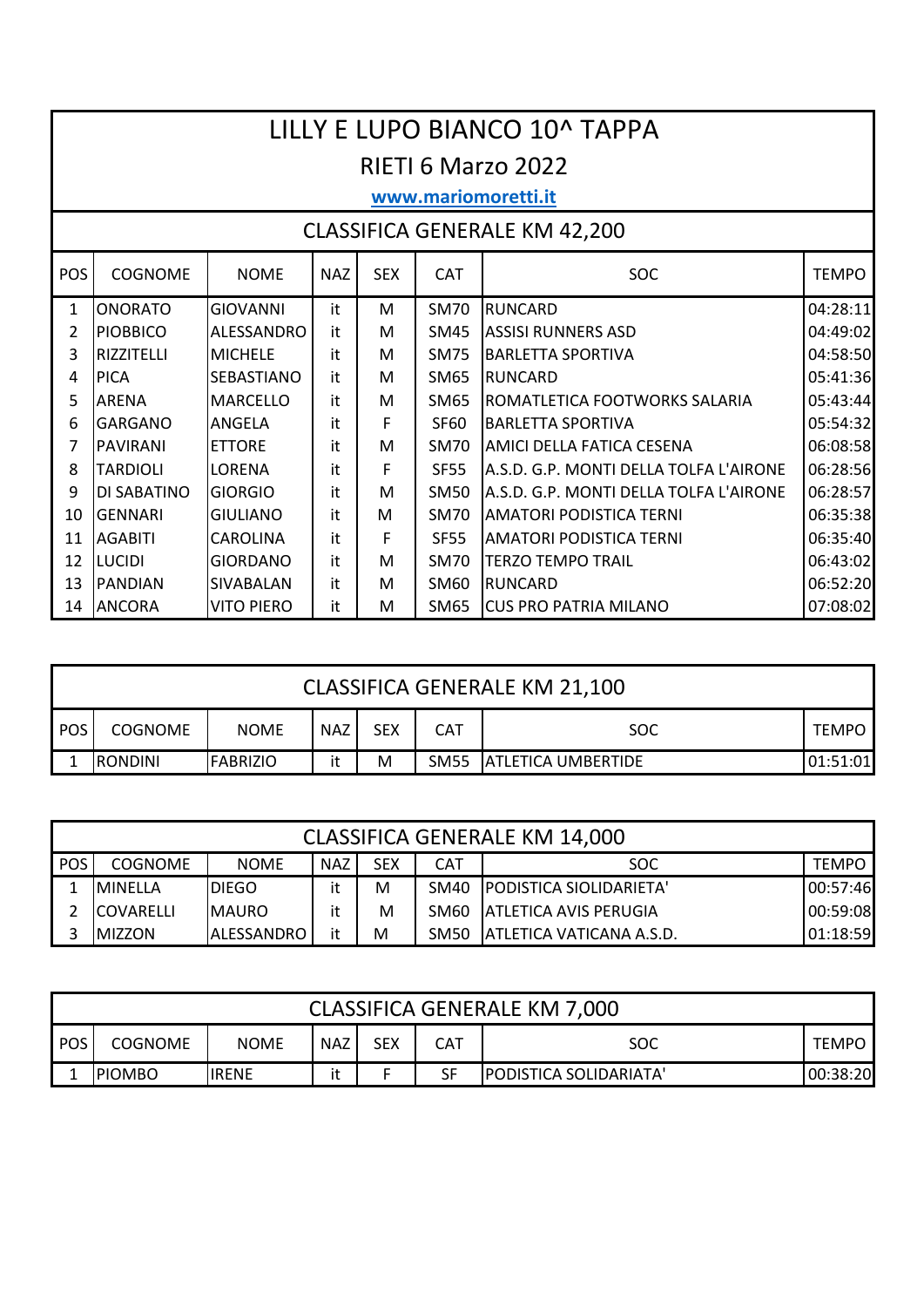# LILLY E LUPO BIANCO 10^ TAPPA

## RIETI 6 Marzo 2022

www.mariomoretti.it

### CLASSIFICA GENERALE KM 42,200

| POS | COGNOME | NOME | NAZ | SEX | CAT | SOC | TEMPO |
|---|---|---|---|---|---|---|---|
| 1 | ONORATO | GIOVANNI | it | M | SM70 | RUNCARD | 04:28:11 |
| 2 | PIOBBICO | ALESSANDRO | it | M | SM45 | ASSISI RUNNERS ASD | 04:49:02 |
| 3 | RIZZITELLI | MICHELE | it | M | SM75 | BARLETTA SPORTIVA | 04:58:50 |
| 4 | PICA | SEBASTIANO | it | M | SM65 | RUNCARD | 05:41:36 |
| 5 | ARENA | MARCELLO | it | M | SM65 | ROMATLETICA FOOTWORKS SALARIA | 05:43:44 |
| 6 | GARGANO | ANGELA | it | F | SF60 | BARLETTA SPORTIVA | 05:54:32 |
| 7 | PAVIRANI | ETTORE | it | M | SM70 | AMICI DELLA FATICA CESENA | 06:08:58 |
| 8 | TARDIOLI | LORENA | it | F | SF55 | A.S.D. G.P. MONTI DELLA TOLFA L'AIRONE | 06:28:56 |
| 9 | DI SABATINO | GIORGIO | it | M | SM50 | A.S.D. G.P. MONTI DELLA TOLFA L'AIRONE | 06:28:57 |
| 10 | GENNARI | GIULIANO | it | M | SM70 | AMATORI PODISTICA TERNI | 06:35:38 |
| 11 | AGABITI | CAROLINA | it | F | SF55 | AMATORI PODISTICA TERNI | 06:35:40 |
| 12 | LUCIDI | GIORDANO | it | M | SM70 | TERZO TEMPO TRAIL | 06:43:02 |
| 13 | PANDIAN | SIVABALAN | it | M | SM60 | RUNCARD | 06:52:20 |
| 14 | ANCORA | VITO PIERO | it | M | SM65 | CUS PRO PATRIA MILANO | 07:08:02 |

### CLASSIFICA GENERALE KM 21,100

| POS | COGNOME | NOME | NAZ | SEX | CAT | SOC | TEMPO |
|---|---|---|---|---|---|---|---|
| 1 | RONDINI | FABRIZIO | it | M | SM55 | ATLETICA UMBERTIDE | 01:51:01 |

### CLASSIFICA GENERALE KM 14,000

| POS | COGNOME | NOME | NAZ | SEX | CAT | SOC | TEMPO |
|---|---|---|---|---|---|---|---|
| 1 | MINELLA | DIEGO | it | M | SM40 | PODISTICA SIOLIDARIETA' | 00:57:46 |
| 2 | COVARELLI | MAURO | it | M | SM60 | ATLETICA AVIS PERUGIA | 00:59:08 |
| 3 | MIZZON | ALESSANDRO | it | M | SM50 | ATLETICA VATICANA A.S.D. | 01:18:59 |

### CLASSIFICA GENERALE KM 7,000

| POS | COGNOME | NOME | NAZ | SEX | CAT | SOC | TEMPO |
|---|---|---|---|---|---|---|---|
| 1 | PIOMBO | IRENE | it | F | SF | PODISTICA SOLIDARIATA' | 00:38:20 |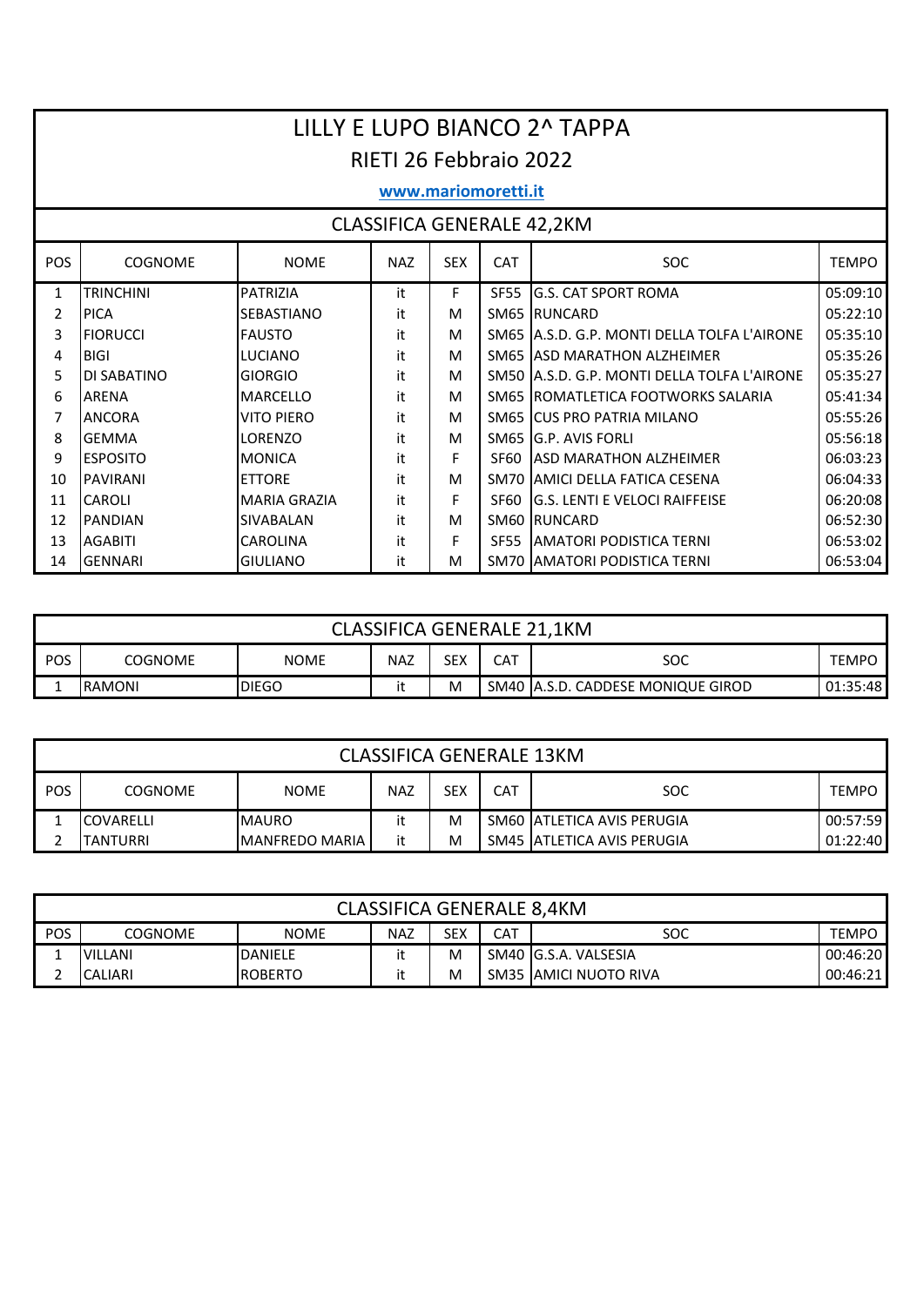# LILLY E LUPO BIANCO 2^ TAPPA

## RIETI 26 Febbraio 2022

**www.mariomoretti.it**

### CLASSIFICA GENERALE 42,2KM

| POS | COGNOME | NOME | NAZ | SEX | CAT | SOC | TEMPO |
|---|---|---|---|---|---|---|---|
| 1 | TRINCHINI | PATRIZIA | it | F | SF55 | G.S. CAT SPORT ROMA | 05:09:10 |
| 2 | PICA | SEBASTIANO | it | M | SM65 | RUNCARD | 05:22:10 |
| 3 | FIORUCCI | FAUSTO | it | M | SM65 | A.S.D. G.P. MONTI DELLA TOLFA L'AIRONE | 05:35:10 |
| 4 | BIGI | LUCIANO | it | M | SM65 | ASD MARATHON ALZHEIMER | 05:35:26 |
| 5 | DI SABATINO | GIORGIO | it | M | SM50 | A.S.D. G.P. MONTI DELLA TOLFA L'AIRONE | 05:35:27 |
| 6 | ARENA | MARCELLO | it | M | SM65 | ROMATLETICA FOOTWORKS SALARIA | 05:41:34 |
| 7 | ANCORA | VITO PIERO | it | M | SM65 | CUS PRO PATRIA MILANO | 05:55:26 |
| 8 | GEMMA | LORENZO | it | M | SM65 | G.P. AVIS FORLI | 05:56:18 |
| 9 | ESPOSITO | MONICA | it | F | SF60 | ASD MARATHON ALZHEIMER | 06:03:23 |
| 10 | PAVIRANI | ETTORE | it | M | SM70 | AMICI DELLA FATICA CESENA | 06:04:33 |
| 11 | CAROLI | MARIA GRAZIA | it | F | SF60 | G.S. LENTI E VELOCI RAIFFEISE | 06:20:08 |
| 12 | PANDIAN | SIVABALAN | it | M | SM60 | RUNCARD | 06:52:30 |
| 13 | AGABITI | CAROLINA | it | F | SF55 | AMATORI PODISTICA TERNI | 06:53:02 |
| 14 | GENNARI | GIULIANO | it | M | SM70 | AMATORI PODISTICA TERNI | 06:53:04 |

### CLASSIFICA GENERALE 21,1KM

| POS | COGNOME | NOME | NAZ | SEX | CAT | SOC | TEMPO |
|---|---|---|---|---|---|---|---|
| 1 | RAMONI | DIEGO | it | M | SM40 | A.S.D. CADDESE MONIQUE GIROD | 01:35:48 |

### CLASSIFICA GENERALE 13KM

| POS | COGNOME | NOME | NAZ | SEX | CAT | SOC | TEMPO |
|---|---|---|---|---|---|---|---|
| 1 | COVARELLI | MAURO | it | M | SM60 | ATLETICA AVIS PERUGIA | 00:57:59 |
| 2 | TANTURRI | MANFREDO MARIA | it | M | SM45 | ATLETICA AVIS PERUGIA | 01:22:40 |

### CLASSIFICA GENERALE 8,4KM

| POS | COGNOME | NOME | NAZ | SEX | CAT | SOC | TEMPO |
|---|---|---|---|---|---|---|---|
| 1 | VILLANI | DANIELE | it | M | SM40 | G.S.A. VALSESIA | 00:46:20 |
| 2 | CALIARI | ROBERTO | it | M | SM35 | AMICI NUOTO RIVA | 00:46:21 |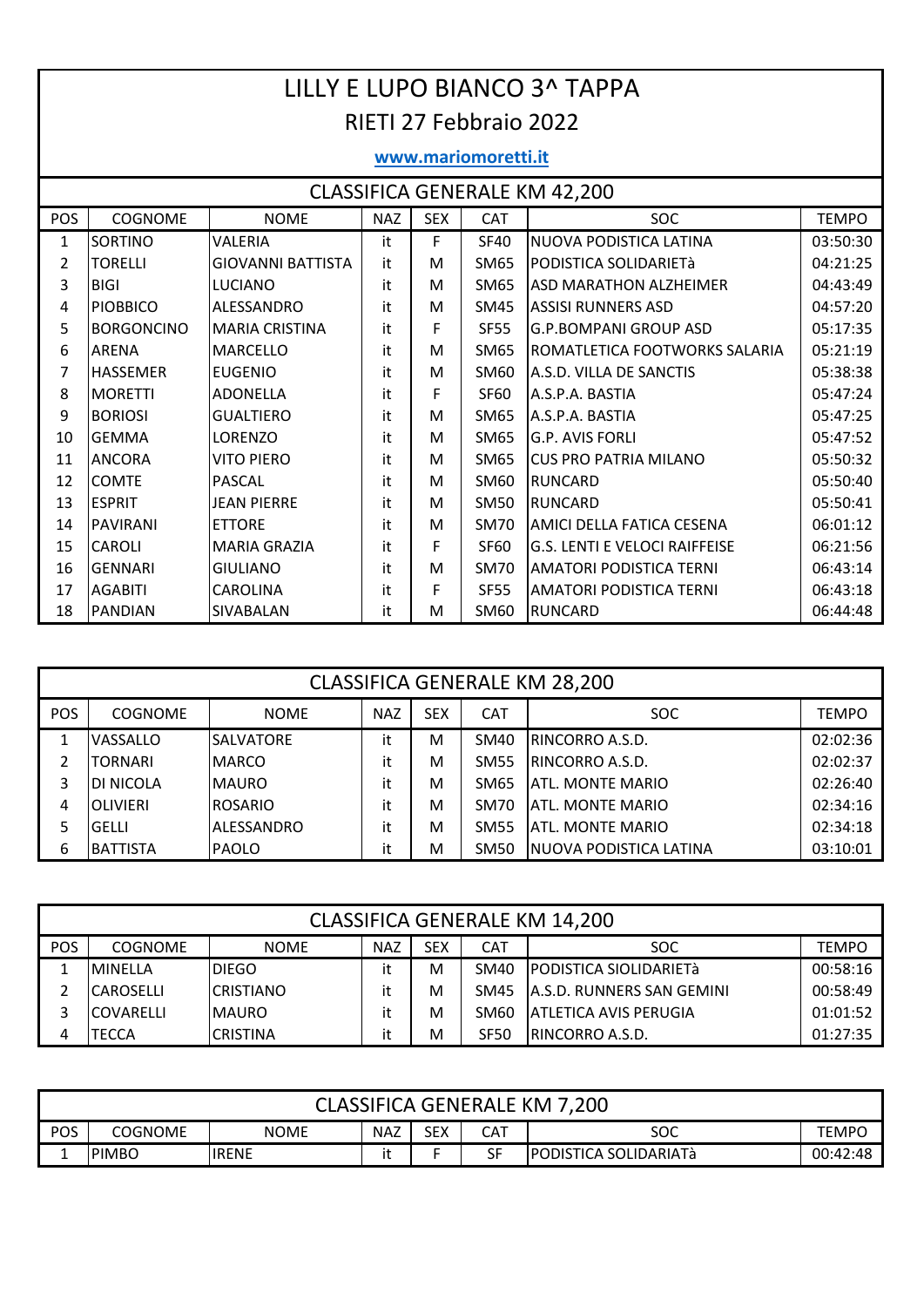# LILLY E LUPO BIANCO 3^ TAPPA

## RIETI 27 Febbraio 2022

**www.mariomoretti.it**

### CLASSIFICA GENERALE KM 42,200

| POS | COGNOME | NOME | NAZ | SEX | CAT | SOC | TEMPO |
|---|---|---|---|---|---|---|---|
| 1 | SORTINO | VALERIA | it | F | SF40 | NUOVA PODISTICA LATINA | 03:50:30 |
| 2 | TORELLI | GIOVANNI BATTISTA | it | M | SM65 | PODISTICA SOLIDARIETà | 04:21:25 |
| 3 | BIGI | LUCIANO | it | M | SM65 | ASD MARATHON ALZHEIMER | 04:43:49 |
| 4 | PIOBBICO | ALESSANDRO | it | M | SM45 | ASSISI RUNNERS ASD | 04:57:20 |
| 5 | BORGONCINO | MARIA CRISTINA | it | F | SF55 | G.P.BOMPANI GROUP ASD | 05:17:35 |
| 6 | ARENA | MARCELLO | it | M | SM65 | ROMATLETICA FOOTWORKS SALARIA | 05:21:19 |
| 7 | HASSEMER | EUGENIO | it | M | SM60 | A.S.D. VILLA DE SANCTIS | 05:38:38 |
| 8 | MORETTI | ADONELLA | it | F | SF60 | A.S.P.A. BASTIA | 05:47:24 |
| 9 | BORIOSI | GUALTIERO | it | M | SM65 | A.S.P.A. BASTIA | 05:47:25 |
| 10 | GEMMA | LORENZO | it | M | SM65 | G.P. AVIS FORLI | 05:47:52 |
| 11 | ANCORA | VITO PIERO | it | M | SM65 | CUS PRO PATRIA MILANO | 05:50:32 |
| 12 | COMTE | PASCAL | it | M | SM60 | RUNCARD | 05:50:40 |
| 13 | ESPRIT | JEAN PIERRE | it | M | SM50 | RUNCARD | 05:50:41 |
| 14 | PAVIRANI | ETTORE | it | M | SM70 | AMICI DELLA FATICA CESENA | 06:01:12 |
| 15 | CAROLI | MARIA GRAZIA | it | F | SF60 | G.S. LENTI E VELOCI RAIFFEISE | 06:21:56 |
| 16 | GENNARI | GIULIANO | it | M | SM70 | AMATORI PODISTICA TERNI | 06:43:14 |
| 17 | AGABITI | CAROLINA | it | F | SF55 | AMATORI PODISTICA TERNI | 06:43:18 |
| 18 | PANDIAN | SIVABALAN | it | M | SM60 | RUNCARD | 06:44:48 |

### CLASSIFICA GENERALE KM 28,200

| POS | COGNOME | NOME | NAZ | SEX | CAT | SOC | TEMPO |
|---|---|---|---|---|---|---|---|
| 1 | VASSALLO | SALVATORE | it | M | SM40 | RINCORRO A.S.D. | 02:02:36 |
| 2 | TORNARI | MARCO | it | M | SM55 | RINCORRO A.S.D. | 02:02:37 |
| 3 | DI NICOLA | MAURO | it | M | SM65 | ATL. MONTE MARIO | 02:26:40 |
| 4 | OLIVIERI | ROSARIO | it | M | SM70 | ATL. MONTE MARIO | 02:34:16 |
| 5 | GELLI | ALESSANDRO | it | M | SM55 | ATL. MONTE MARIO | 02:34:18 |
| 6 | BATTISTA | PAOLO | it | M | SM50 | NUOVA PODISTICA LATINA | 03:10:01 |

### CLASSIFICA GENERALE KM 14,200

| POS | COGNOME | NOME | NAZ | SEX | CAT | SOC | TEMPO |
|---|---|---|---|---|---|---|---|
| 1 | MINELLA | DIEGO | it | M | SM40 | PODISTICA SIOLIDARIETà | 00:58:16 |
| 2 | CAROSELLI | CRISTIANO | it | M | SM45 | A.S.D. RUNNERS SAN GEMINI | 00:58:49 |
| 3 | COVARELLI | MAURO | it | M | SM60 | ATLETICA AVIS PERUGIA | 01:01:52 |
| 4 | TECCA | CRISTINA | it | M | SF50 | RINCORRO A.S.D. | 01:27:35 |

### CLASSIFICA GENERALE KM 7,200

| POS | COGNOME | NOME | NAZ | SEX | CAT | SOC | TEMPO |
|---|---|---|---|---|---|---|---|
| 1 | PIMBO | IRENE | it | F | SF | PODISTICA SOLIDARIATà | 00:42:48 |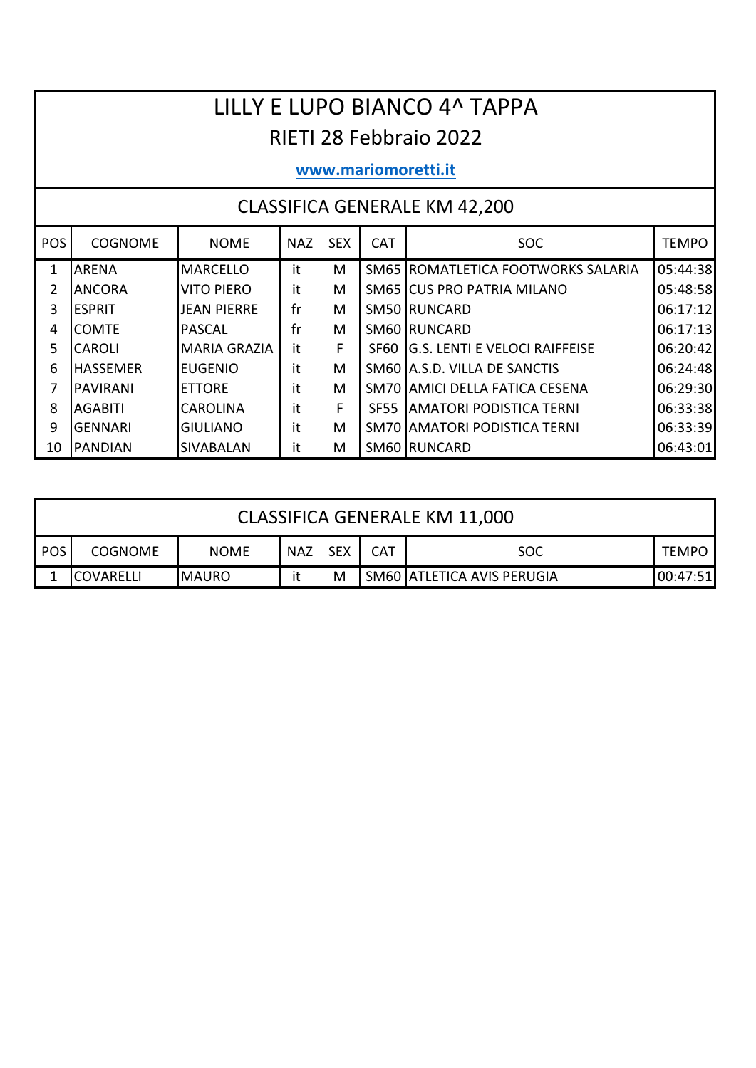# LILLY E LUPO BIANCO 4^ TAPPA

## RIETI 28 Febbraio 2022

**www.mariomoretti.it**

### CLASSIFICA GENERALE KM 42,200

| POS | COGNOME | NOME | NAZ | SEX | CAT | SOC | TEMPO |
|---|---|---|---|---|---|---|---|
| 1 | ARENA | MARCELLO | it | M | SM65 | ROMATLETICA FOOTWORKS SALARIA | 05:44:38 |
| 2 | ANCORA | VITO PIERO | it | M | SM65 | CUS PRO PATRIA MILANO | 05:48:58 |
| 3 | ESPRIT | JEAN PIERRE | fr | M | SM50 | RUNCARD | 06:17:12 |
| 4 | COMTE | PASCAL | fr | M | SM60 | RUNCARD | 06:17:13 |
| 5 | CAROLI | MARIA GRAZIA | it | F | SF60 | G.S. LENTI E VELOCI RAIFFEISE | 06:20:42 |
| 6 | HASSEMER | EUGENIO | it | M | SM60 | A.S.D. VILLA DE SANCTIS | 06:24:48 |
| 7 | PAVIRANI | ETTORE | it | M | SM70 | AMICI DELLA FATICA CESENA | 06:29:30 |
| 8 | AGABITI | CAROLINA | it | F | SF55 | AMATORI PODISTICA TERNI | 06:33:38 |
| 9 | GENNARI | GIULIANO | it | M | SM70 | AMATORI PODISTICA TERNI | 06:33:39 |
| 10 | PANDIAN | SIVABALAN | it | M | SM60 | RUNCARD | 06:43:01 |

### CLASSIFICA GENERALE KM 11,000

| POS | COGNOME | NOME | NAZ | SEX | CAT | SOC | TEMPO |
|---|---|---|---|---|---|---|---|
| 1 | COVARELLI | MAURO | it | M | SM60 | ATLETICA AVIS PERUGIA | 00:47:51 |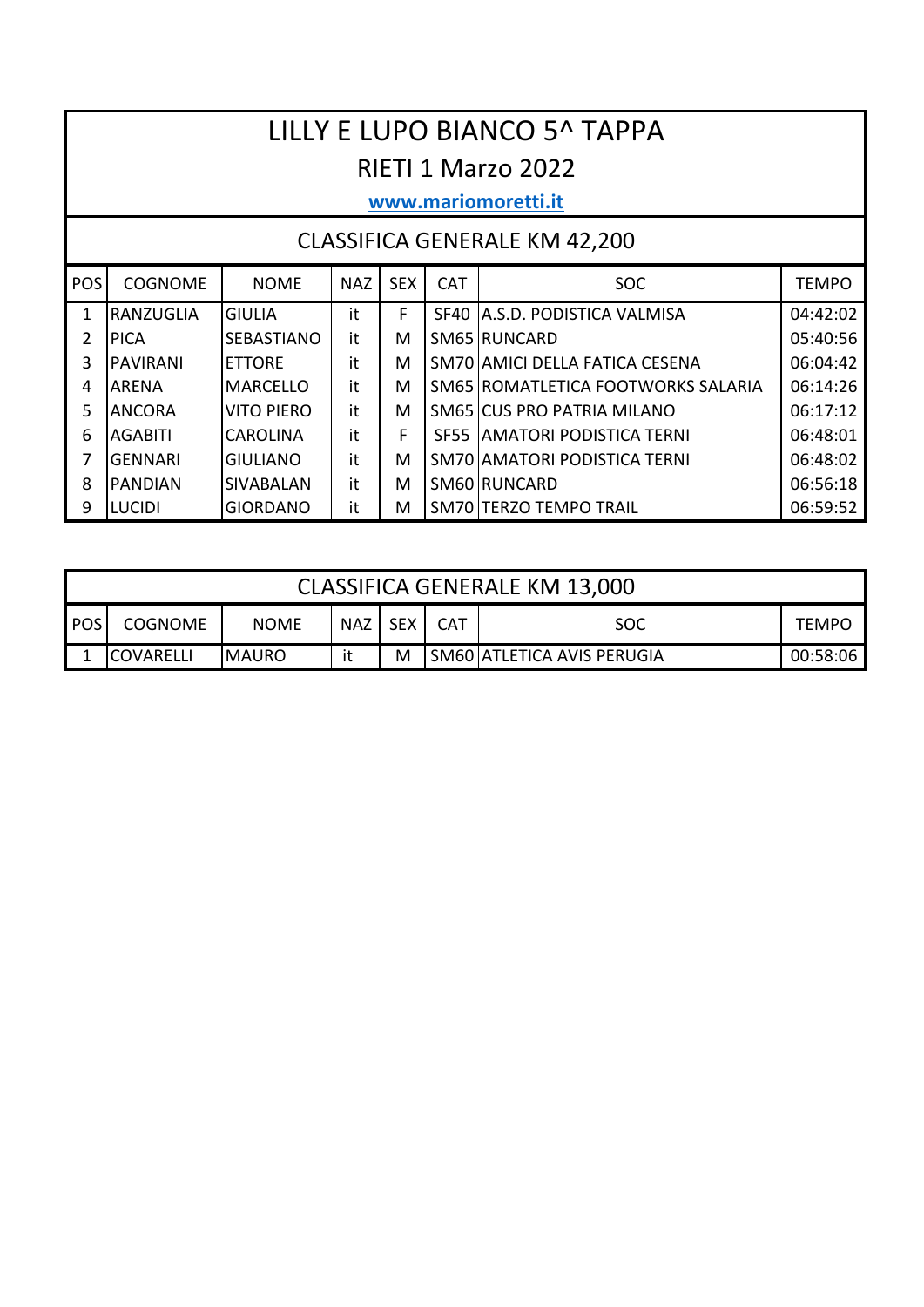# LILLY E LUPO BIANCO 5^ TAPPA

## RIETI 1 Marzo 2022

**www.mariomoretti.it**

### CLASSIFICA GENERALE KM 42,200

| POS | COGNOME | NOME | NAZ | SEX | CAT | SOC | TEMPO |
|---|---|---|---|---|---|---|---|
| 1 | RANZUGLIA | GIULIA | it | F | SF40 | A.S.D. PODISTICA VALMISA | 04:42:02 |
| 2 | PICA | SEBASTIANO | it | M | SM65 | RUNCARD | 05:40:56 |
| 3 | PAVIRANI | ETTORE | it | M | SM70 | AMICI DELLA FATICA CESENA | 06:04:42 |
| 4 | ARENA | MARCELLO | it | M | SM65 | ROMATLETICA FOOTWORKS SALARIA | 06:14:26 |
| 5 | ANCORA | VITO PIERO | it | M | SM65 | CUS PRO PATRIA MILANO | 06:17:12 |
| 6 | AGABITI | CAROLINA | it | F | SF55 | AMATORI PODISTICA TERNI | 06:48:01 |
| 7 | GENNARI | GIULIANO | it | M | SM70 | AMATORI PODISTICA TERNI | 06:48:02 |
| 8 | PANDIAN | SIVABALAN | it | M | SM60 | RUNCARD | 06:56:18 |
| 9 | LUCIDI | GIORDANO | it | M | SM70 | TERZO TEMPO TRAIL | 06:59:52 |

### CLASSIFICA GENERALE KM 13,000

| POS | COGNOME | NOME | NAZ | SEX | CAT | SOC | TEMPO |
|---|---|---|---|---|---|---|---|
| 1 | COVARELLI | MAURO | it | M | SM60 | ATLETICA AVIS PERUGIA | 00:58:06 |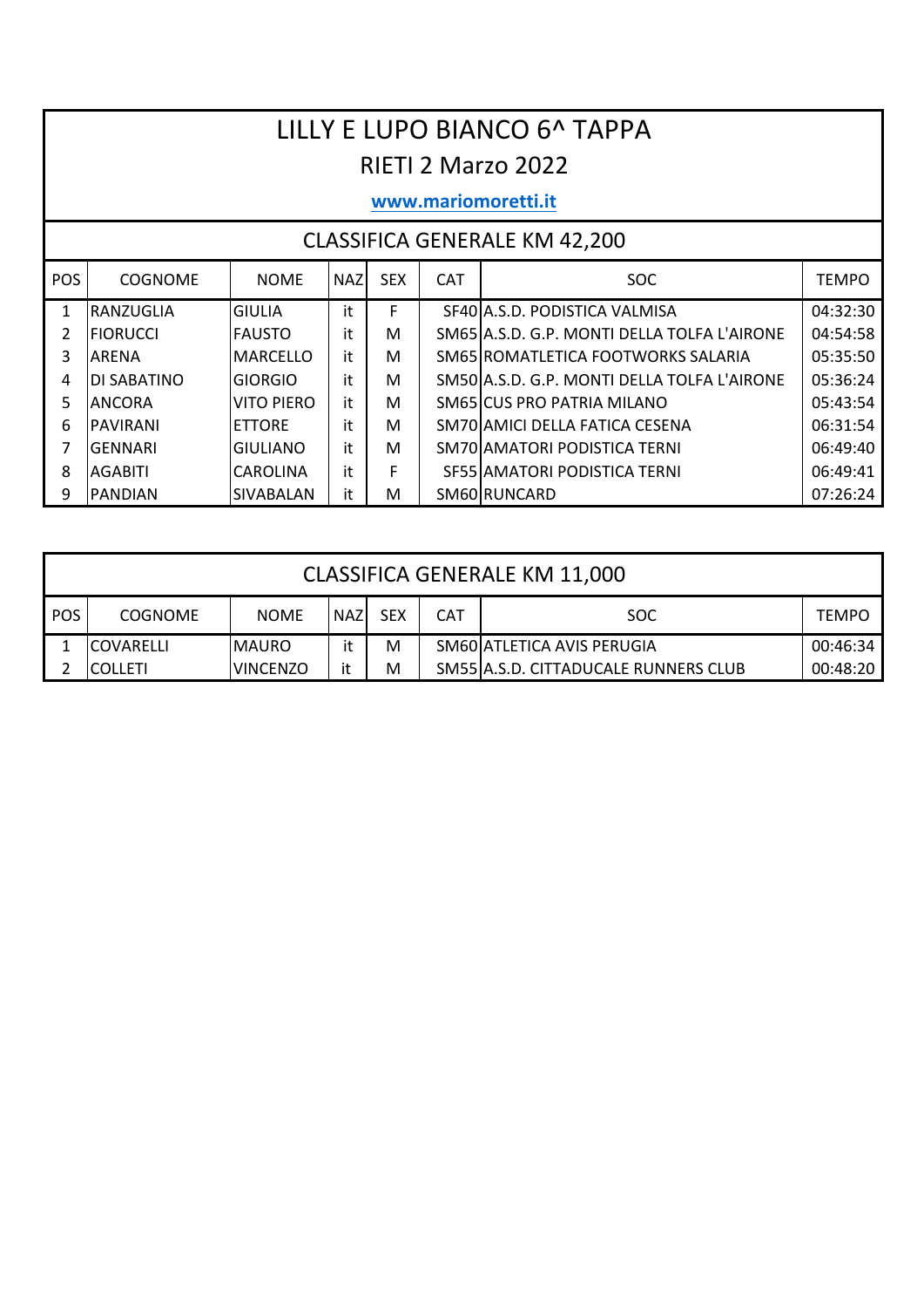# LILLY E LUPO BIANCO 6^ TAPPA

## RIETI 2 Marzo 2022

**www.mariomoretti.it**

### CLASSIFICA GENERALE KM 42,200

| POS | COGNOME | NOME | NAZ | SEX | CAT | SOC | TEMPO |
|---|---|---|---|---|---|---|---|
| 1 | RANZUGLIA | GIULIA | it | F | SF40 | A.S.D. PODISTICA VALMISA | 04:32:30 |
| 2 | FIORUCCI | FAUSTO | it | M | SM65 | A.S.D. G.P. MONTI DELLA TOLFA L'AIRONE | 04:54:58 |
| 3 | ARENA | MARCELLO | it | M | SM65 | ROMATLETICA FOOTWORKS SALARIA | 05:35:50 |
| 4 | DI SABATINO | GIORGIO | it | M | SM50 | A.S.D. G.P. MONTI DELLA TOLFA L'AIRONE | 05:36:24 |
| 5 | ANCORA | VITO PIERO | it | M | SM65 | CUS PRO PATRIA MILANO | 05:43:54 |
| 6 | PAVIRANI | ETTORE | it | M | SM70 | AMICI DELLA FATICA CESENA | 06:31:54 |
| 7 | GENNARI | GIULIANO | it | M | SM70 | AMATORI PODISTICA TERNI | 06:49:40 |
| 8 | AGABITI | CAROLINA | it | F | SF55 | AMATORI PODISTICA TERNI | 06:49:41 |
| 9 | PANDIAN | SIVABALAN | it | M | SM60 | RUNCARD | 07:26:24 |

### CLASSIFICA GENERALE KM 11,000

| POS | COGNOME | NOME | NAZ | SEX | CAT | SOC | TEMPO |
|---|---|---|---|---|---|---|---|
| 1 | COVARELLI | MAURO | it | M | SM60 | ATLETICA AVIS PERUGIA | 00:46:34 |
| 2 | COLLETI | VINCENZO | it | M | SM55 | A.S.D. CITTADUCALE RUNNERS CLUB | 00:48:20 |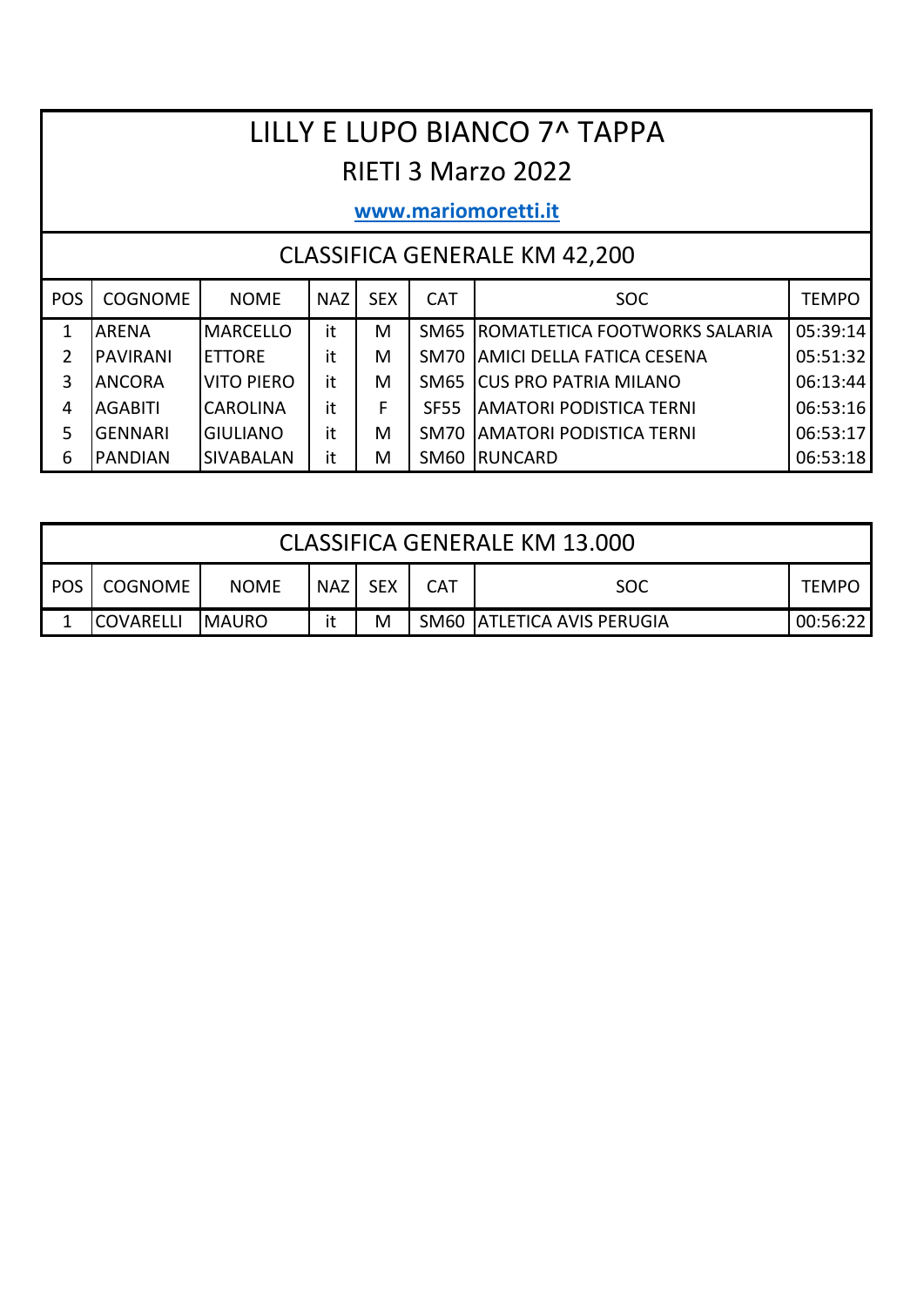# LILLY E LUPO BIANCO 7^ TAPPA

## RIETI 3 Marzo 2022

**www.mariomoretti.it**

### CLASSIFICA GENERALE KM 42,200

| POS | COGNOME | NOME | NAZ | SEX | CAT | SOC | TEMPO |
|---|---|---|---|---|---|---|---|
| 1 | ARENA | MARCELLO | it | M | SM65 | ROMATLETICA FOOTWORKS SALARIA | 05:39:14 |
| 2 | PAVIRANI | ETTORE | it | M | SM70 | AMICI DELLA FATICA CESENA | 05:51:32 |
| 3 | ANCORA | VITO PIERO | it | M | SM65 | CUS PRO PATRIA MILANO | 06:13:44 |
| 4 | AGABITI | CAROLINA | it | F | SF55 | AMATORI PODISTICA TERNI | 06:53:16 |
| 5 | GENNARI | GIULIANO | it | M | SM70 | AMATORI PODISTICA TERNI | 06:53:17 |
| 6 | PANDIAN | SIVABALAN | it | M | SM60 | RUNCARD | 06:53:18 |

### CLASSIFICA GENERALE KM 13.000

| POS | COGNOME | NOME | NAZ | SEX | CAT | SOC | TEMPO |
|---|---|---|---|---|---|---|---|
| 1 | COVARELLI | MAURO | it | M | SM60 | ATLETICA AVIS PERUGIA | 00:56:22 |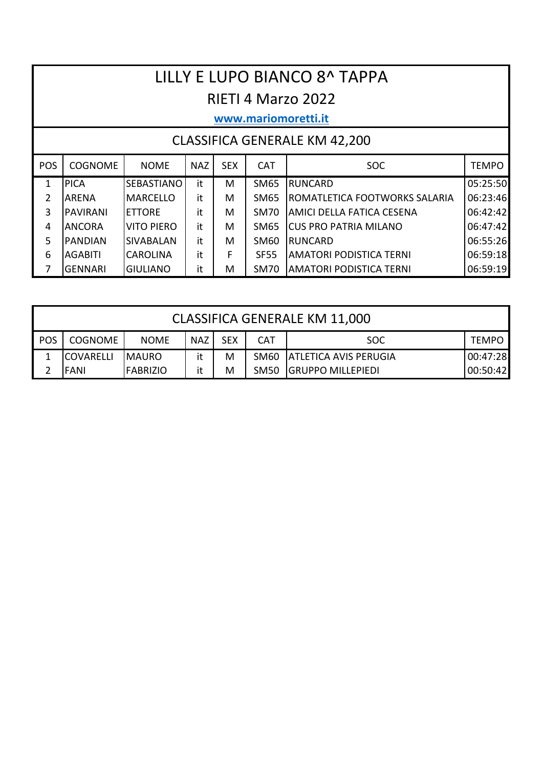# LILLY E LUPO BIANCO 8^ TAPPA

## RIETI 4 Marzo 2022

**www.mariomoretti.it**

### CLASSIFICA GENERALE KM 42,200

| POS | COGNOME | NOME | NAZ | SEX | CAT | SOC | TEMPO |
|---|---|---|---|---|---|---|---|
| 1 | PICA | SEBASTIANO | it | M | SM65 | RUNCARD | 05:25:50 |
| 2 | ARENA | MARCELLO | it | M | SM65 | ROMATLETICA FOOTWORKS SALARIA | 06:23:46 |
| 3 | PAVIRANI | ETTORE | it | M | SM70 | AMICI DELLA FATICA CESENA | 06:42:42 |
| 4 | ANCORA | VITO PIERO | it | M | SM65 | CUS PRO PATRIA MILANO | 06:47:42 |
| 5 | PANDIAN | SIVABALAN | it | M | SM60 | RUNCARD | 06:55:26 |
| 6 | AGABITI | CAROLINA | it | F | SF55 | AMATORI PODISTICA TERNI | 06:59:18 |
| 7 | GENNARI | GIULIANO | it | M | SM70 | AMATORI PODISTICA TERNI | 06:59:19 |

### CLASSIFICA GENERALE KM 11,000

| POS | COGNOME | NOME | NAZ | SEX | CAT | SOC | TEMPO |
|---|---|---|---|---|---|---|---|
| 1 | COVARELLI | MAURO | it | M | SM60 | ATLETICA AVIS PERUGIA | 00:47:28 |
| 2 | FANI | FABRIZIO | it | M | SM50 | GRUPPO MILLEPIEDI | 00:50:42 |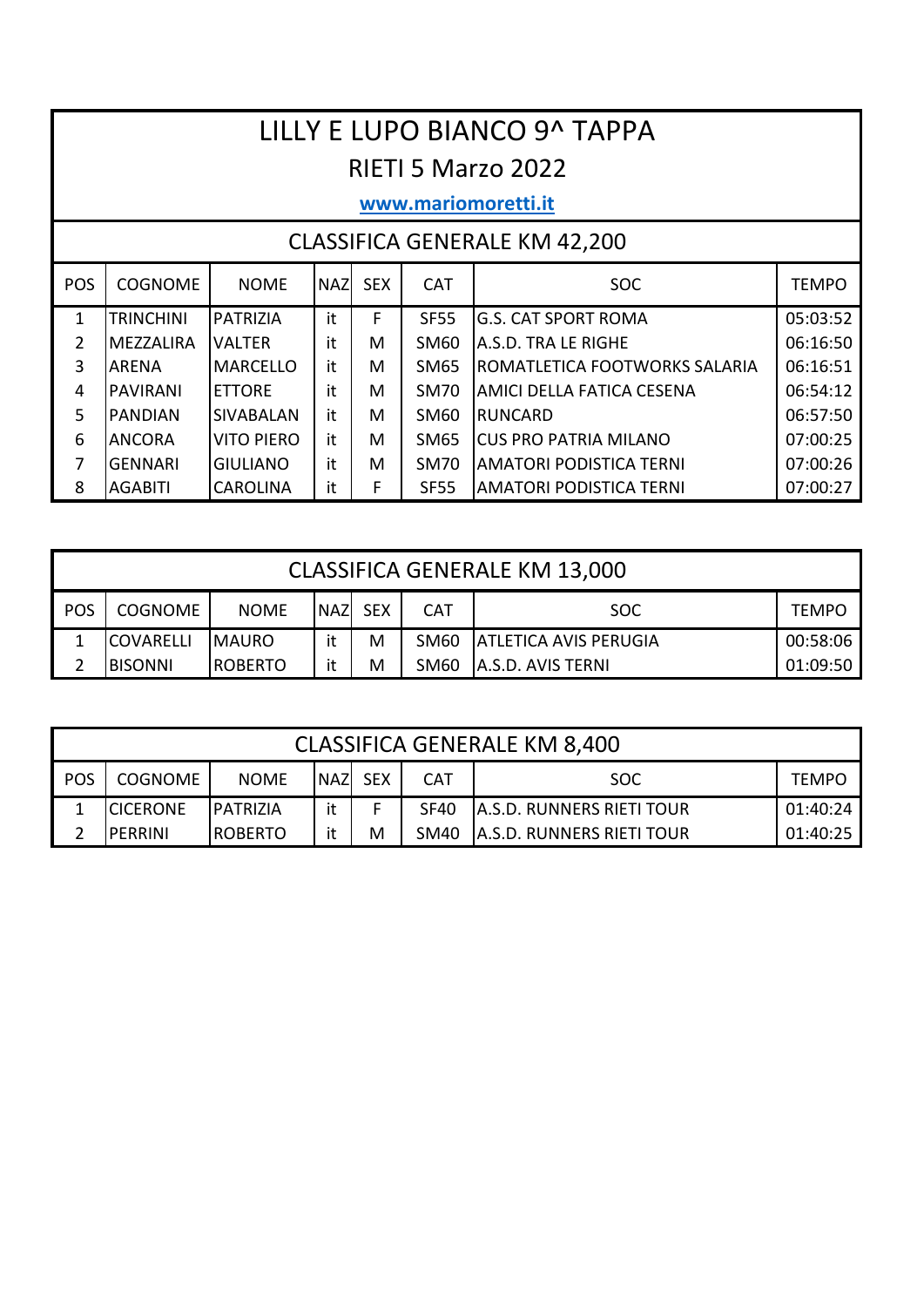# LILLY E LUPO BIANCO 9^ TAPPA

## RIETI 5 Marzo 2022

**www.mariomoretti.it**

### CLASSIFICA GENERALE KM 42,200

| POS | COGNOME | NOME | NAZ | SEX | CAT | SOC | TEMPO |
|---|---|---|---|---|---|---|---|
| 1 | TRINCHINI | PATRIZIA | it | F | SF55 | G.S. CAT SPORT ROMA | 05:03:52 |
| 2 | MEZZALIRA | VALTER | it | M | SM60 | A.S.D. TRA LE RIGHE | 06:16:50 |
| 3 | ARENA | MARCELLO | it | M | SM65 | ROMATLETICA FOOTWORKS SALARIA | 06:16:51 |
| 4 | PAVIRANI | ETTORE | it | M | SM70 | AMICI DELLA FATICA CESENA | 06:54:12 |
| 5 | PANDIAN | SIVABALAN | it | M | SM60 | RUNCARD | 06:57:50 |
| 6 | ANCORA | VITO PIERO | it | M | SM65 | CUS PRO PATRIA MILANO | 07:00:25 |
| 7 | GENNARI | GIULIANO | it | M | SM70 | AMATORI PODISTICA TERNI | 07:00:26 |
| 8 | AGABITI | CAROLINA | it | F | SF55 | AMATORI PODISTICA TERNI | 07:00:27 |

### CLASSIFICA GENERALE KM 13,000

| POS | COGNOME | NOME | NAZ | SEX | CAT | SOC | TEMPO |
|---|---|---|---|---|---|---|---|
| 1 | COVARELLI | MAURO | it | M | SM60 | ATLETICA AVIS PERUGIA | 00:58:06 |
| 2 | BISONNI | ROBERTO | it | M | SM60 | A.S.D. AVIS TERNI | 01:09:50 |

### CLASSIFICA GENERALE KM 8,400

| POS | COGNOME | NOME | NAZ | SEX | CAT | SOC | TEMPO |
|---|---|---|---|---|---|---|---|
| 1 | CICERONE | PATRIZIA | it | F | SF40 | A.S.D. RUNNERS RIETI TOUR | 01:40:24 |
| 2 | PERRINI | ROBERTO | it | M | SM40 | A.S.D. RUNNERS RIETI TOUR | 01:40:25 |